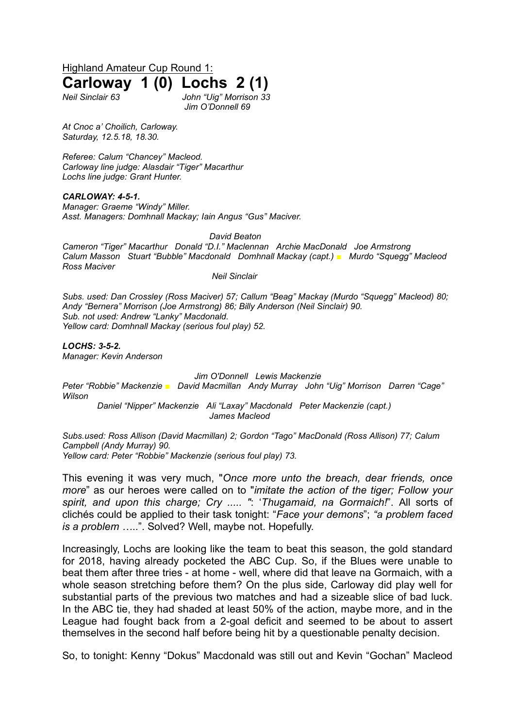Highland Amateur Cup Round 1:

# Carloway 1 (0) Lochs 2 (1)

*Neil Sinclair 63* *John "Uig" Morrison 33*
*Jim O'Donnell 69*

*At Cnoc a' Choilich, Carloway.*
*Saturday, 12.5.18, 18.30.*

*Referee: Calum "Chancey" Macleod.*
*Carloway line judge: Alasdair "Tiger" Macarthur*
*Lochs line judge: Grant Hunter.*

***CARLOWAY: 4-5-1.***
*Manager: Graeme "Windy" Miller.*
*Asst. Managers: Domhnall Mackay; Iain Angus "Gus" Maciver.*

*David Beaton*
*Cameron "Tiger" Macarthur Donald "D.I." Maclennan Archie MacDonald Joe Armstrong*
*Calum Masson Stuart "Bubble" Macdonald Domhnall Mackay (capt.) ■ Murdo "Squegg" Macleod Ross Maciver*
*Neil Sinclair*

*Subs. used: Dan Crossley (Ross Maciver) 57; Callum "Beag" Mackay (Murdo "Squegg" Macleod) 80; Andy "Bernera" Morrison (Joe Armstrong) 86; Billy Anderson (Neil Sinclair) 90.*
*Sub. not used: Andrew "Lanky" Macdonald.*
*Yellow card: Domhnall Mackay (serious foul play) 52.*

***LOCHS: 3-5-2.***
*Manager: Kevin Anderson*

*Jim O'Donnell Lewis Mackenzie*
*Peter "Robbie" Mackenzie ■ David Macmillan Andy Murray John "Uig" Morrison Darren "Cage" Wilson*
*Daniel "Nipper" Mackenzie Ali "Laxay" Macdonald Peter Mackenzie (capt.)*
*James Macleod*

*Subs.used: Ross Allison (David Macmillan) 2; Gordon "Tago" MacDonald (Ross Allison) 77; Calum Campbell (Andy Murray) 90.*
*Yellow card: Peter "Robbie" Mackenzie (serious foul play) 73.*

This evening it was very much, "*Once more unto the breach, dear friends, once more*" as our heroes were called on to "*imitate the action of the tiger; Follow your spirit, and upon this charge; Cry ..... "*: '*Thugamaid, na Gormaich!*". All sorts of clichés could be applied to their task tonight: "*Face your demons*"; *"a problem faced is a problem …..*". Solved? Well, maybe not. Hopefully.

Increasingly, Lochs are looking like the team to beat this season, the gold standard for 2018, having already pocketed the ABC Cup. So, if the Blues were unable to beat them after three tries - at home - well, where did that leave na Gormaich, with a whole season stretching before them? On the plus side, Carloway did play well for substantial parts of the previous two matches and had a sizeable slice of bad luck. In the ABC tie, they had shaded at least 50% of the action, maybe more, and in the League had fought back from a 2-goal deficit and seemed to be about to assert themselves in the second half before being hit by a questionable penalty decision.

So, to tonight: Kenny "Dokus" Macdonald was still out and Kevin "Gochan" Macleod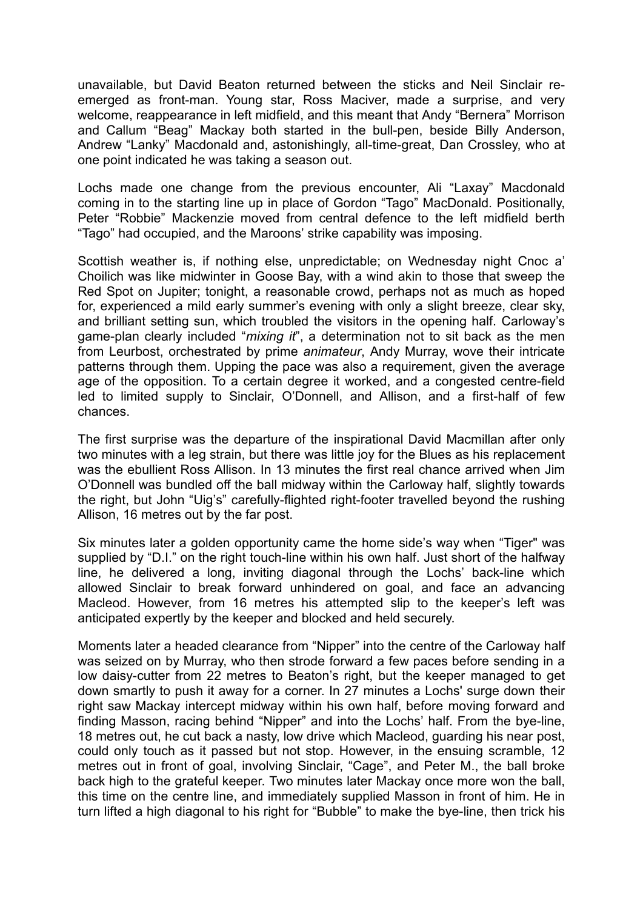unavailable, but David Beaton returned between the sticks and Neil Sinclair re-emerged as front-man. Young star, Ross Maciver, made a surprise, and very welcome, reappearance in left midfield, and this meant that Andy "Bernera" Morrison and Callum "Beag" Mackay both started in the bull-pen, beside Billy Anderson, Andrew "Lanky" Macdonald and, astonishingly, all-time-great, Dan Crossley, who at one point indicated he was taking a season out.

Lochs made one change from the previous encounter, Ali "Laxay" Macdonald coming in to the starting line up in place of Gordon "Tago" MacDonald. Positionally, Peter "Robbie" Mackenzie moved from central defence to the left midfield berth "Tago" had occupied, and the Maroons' strike capability was imposing.

Scottish weather is, if nothing else, unpredictable; on Wednesday night Cnoc a' Choilich was like midwinter in Goose Bay, with a wind akin to those that sweep the Red Spot on Jupiter; tonight, a reasonable crowd, perhaps not as much as hoped for, experienced a mild early summer's evening with only a slight breeze, clear sky, and brilliant setting sun, which troubled the visitors in the opening half. Carloway's game-plan clearly included "*mixing it*", a determination not to sit back as the men from Leurbost, orchestrated by prime *animateur*, Andy Murray, wove their intricate patterns through them. Upping the pace was also a requirement, given the average age of the opposition. To a certain degree it worked, and a congested centre-field led to limited supply to Sinclair, O'Donnell, and Allison, and a first-half of few chances.

The first surprise was the departure of the inspirational David Macmillan after only two minutes with a leg strain, but there was little joy for the Blues as his replacement was the ebullient Ross Allison. In 13 minutes the first real chance arrived when Jim O'Donnell was bundled off the ball midway within the Carloway half, slightly towards the right, but John "Uig's" carefully-flighted right-footer travelled beyond the rushing Allison, 16 metres out by the far post.

Six minutes later a golden opportunity came the home side's way when "Tiger" was supplied by "D.I." on the right touch-line within his own half. Just short of the halfway line, he delivered a long, inviting diagonal through the Lochs' back-line which allowed Sinclair to break forward unhindered on goal, and face an advancing Macleod. However, from 16 metres his attempted slip to the keeper's left was anticipated expertly by the keeper and blocked and held securely.

Moments later a headed clearance from "Nipper" into the centre of the Carloway half was seized on by Murray, who then strode forward a few paces before sending in a low daisy-cutter from 22 metres to Beaton's right, but the keeper managed to get down smartly to push it away for a corner. In 27 minutes a Lochs' surge down their right saw Mackay intercept midway within his own half, before moving forward and finding Masson, racing behind "Nipper" and into the Lochs' half. From the bye-line, 18 metres out, he cut back a nasty, low drive which Macleod, guarding his near post, could only touch as it passed but not stop. However, in the ensuing scramble, 12 metres out in front of goal, involving Sinclair, "Cage", and Peter M., the ball broke back high to the grateful keeper. Two minutes later Mackay once more won the ball, this time on the centre line, and immediately supplied Masson in front of him. He in turn lifted a high diagonal to his right for "Bubble" to make the bye-line, then trick his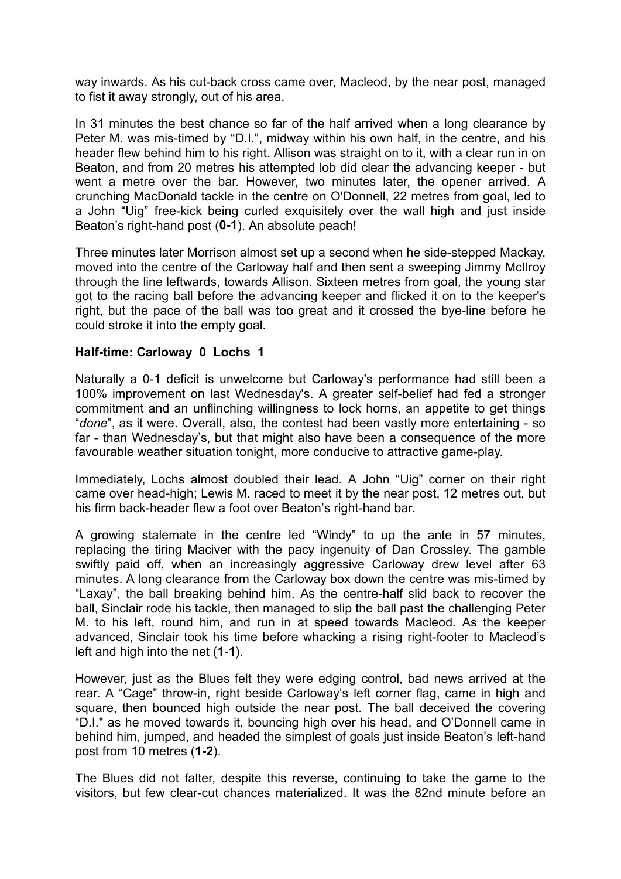way inwards. As his cut-back cross came over, Macleod, by the near post, managed to fist it away strongly, out of his area.

In 31 minutes the best chance so far of the half arrived when a long clearance by Peter M. was mis-timed by "D.I.", midway within his own half, in the centre, and his header flew behind him to his right. Allison was straight on to it, with a clear run in on Beaton, and from 20 metres his attempted lob did clear the advancing keeper - but went a metre over the bar. However, two minutes later, the opener arrived. A crunching MacDonald tackle in the centre on O'Donnell, 22 metres from goal, led to a John "Uig" free-kick being curled exquisitely over the wall high and just inside Beaton's right-hand post (**0-1**). An absolute peach!

Three minutes later Morrison almost set up a second when he side-stepped Mackay, moved into the centre of the Carloway half and then sent a sweeping Jimmy McIlroy through the line leftwards, towards Allison. Sixteen metres from goal, the young star got to the racing ball before the advancing keeper and flicked it on to the keeper's right, but the pace of the ball was too great and it crossed the bye-line before he could stroke it into the empty goal.

**Half-time: Carloway 0 Lochs 1**

Naturally a 0-1 deficit is unwelcome but Carloway's performance had still been a 100% improvement on last Wednesday's. A greater self-belief had fed a stronger commitment and an unflinching willingness to lock horns, an appetite to get things "*done*", as it were. Overall, also, the contest had been vastly more entertaining - so far - than Wednesday's, but that might also have been a consequence of the more favourable weather situation tonight, more conducive to attractive game-play.

Immediately, Lochs almost doubled their lead. A John "Uig" corner on their right came over head-high; Lewis M. raced to meet it by the near post, 12 metres out, but his firm back-header flew a foot over Beaton's right-hand bar.

A growing stalemate in the centre led "Windy" to up the ante in 57 minutes, replacing the tiring Maciver with the pacy ingenuity of Dan Crossley. The gamble swiftly paid off, when an increasingly aggressive Carloway drew level after 63 minutes. A long clearance from the Carloway box down the centre was mis-timed by "Laxay", the ball breaking behind him. As the centre-half slid back to recover the ball, Sinclair rode his tackle, then managed to slip the ball past the challenging Peter M. to his left, round him, and run in at speed towards Macleod. As the keeper advanced, Sinclair took his time before whacking a rising right-footer to Macleod's left and high into the net (**1-1**).

However, just as the Blues felt they were edging control, bad news arrived at the rear. A "Cage" throw-in, right beside Carloway's left corner flag, came in high and square, then bounced high outside the near post. The ball deceived the covering "D.I." as he moved towards it, bouncing high over his head, and O'Donnell came in behind him, jumped, and headed the simplest of goals just inside Beaton's left-hand post from 10 metres (**1-2**).

The Blues did not falter, despite this reverse, continuing to take the game to the visitors, but few clear-cut chances materialized. It was the 82nd minute before an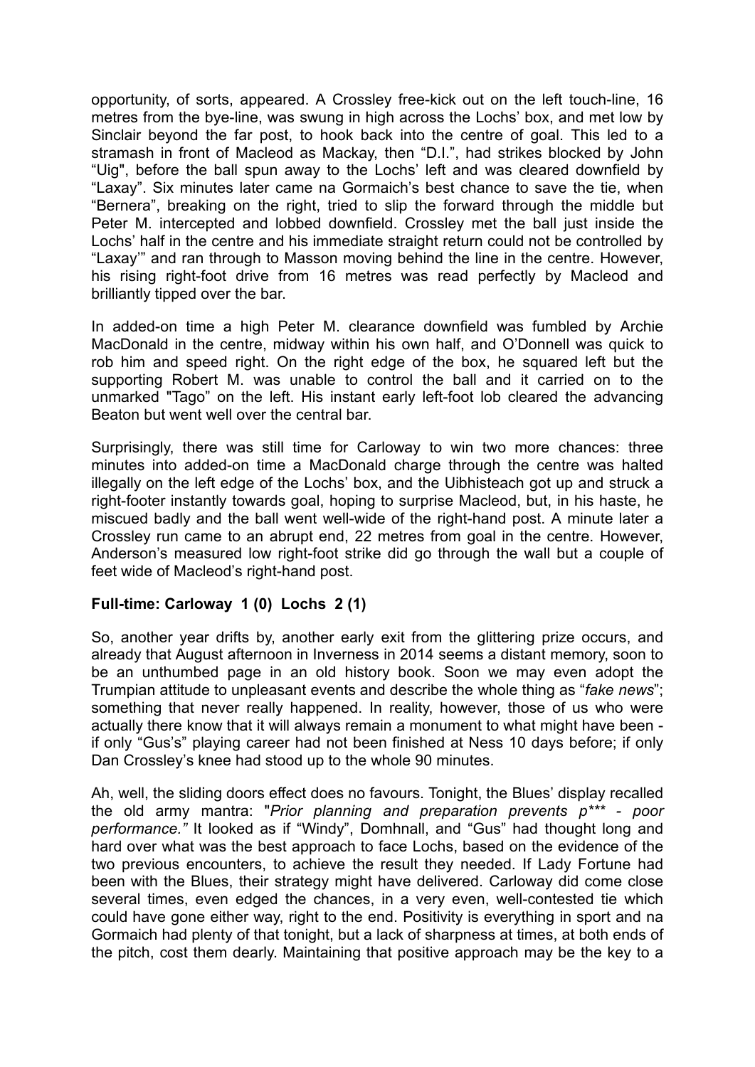opportunity, of sorts, appeared. A Crossley free-kick out on the left touch-line, 16 metres from the bye-line, was swung in high across the Lochs' box, and met low by Sinclair beyond the far post, to hook back into the centre of goal. This led to a stramash in front of Macleod as Mackay, then "D.I.", had strikes blocked by John "Uig", before the ball spun away to the Lochs' left and was cleared downfield by "Laxay". Six minutes later came na Gormaich's best chance to save the tie, when "Bernera", breaking on the right, tried to slip the forward through the middle but Peter M. intercepted and lobbed downfield. Crossley met the ball just inside the Lochs' half in the centre and his immediate straight return could not be controlled by "Laxay'" and ran through to Masson moving behind the line in the centre. However, his rising right-foot drive from 16 metres was read perfectly by Macleod and brilliantly tipped over the bar.

In added-on time a high Peter M. clearance downfield was fumbled by Archie MacDonald in the centre, midway within his own half, and O'Donnell was quick to rob him and speed right. On the right edge of the box, he squared left but the supporting Robert M. was unable to control the ball and it carried on to the unmarked "Tago" on the left. His instant early left-foot lob cleared the advancing Beaton but went well over the central bar.

Surprisingly, there was still time for Carloway to win two more chances: three minutes into added-on time a MacDonald charge through the centre was halted illegally on the left edge of the Lochs' box, and the Uibhisteach got up and struck a right-footer instantly towards goal, hoping to surprise Macleod, but, in his haste, he miscued badly and the ball went well-wide of the right-hand post. A minute later a Crossley run came to an abrupt end, 22 metres from goal in the centre. However, Anderson's measured low right-foot strike did go through the wall but a couple of feet wide of Macleod's right-hand post.

**Full-time: Carloway 1 (0) Lochs 2 (1)**

So, another year drifts by, another early exit from the glittering prize occurs, and already that August afternoon in Inverness in 2014 seems a distant memory, soon to be an unthumbed page in an old history book. Soon we may even adopt the Trumpian attitude to unpleasant events and describe the whole thing as "*fake news*"; something that never really happened. In reality, however, those of us who were actually there know that it will always remain a monument to what might have been - if only "Gus's" playing career had not been finished at Ness 10 days before; if only Dan Crossley's knee had stood up to the whole 90 minutes.

Ah, well, the sliding doors effect does no favours. Tonight, the Blues' display recalled the old army mantra: "*Prior planning and preparation prevents p*** - poor performance."* It looked as if "Windy", Domhnall, and "Gus" had thought long and hard over what was the best approach to face Lochs, based on the evidence of the two previous encounters, to achieve the result they needed. If Lady Fortune had been with the Blues, their strategy might have delivered. Carloway did come close several times, even edged the chances, in a very even, well-contested tie which could have gone either way, right to the end. Positivity is everything in sport and na Gormaich had plenty of that tonight, but a lack of sharpness at times, at both ends of the pitch, cost them dearly. Maintaining that positive approach may be the key to a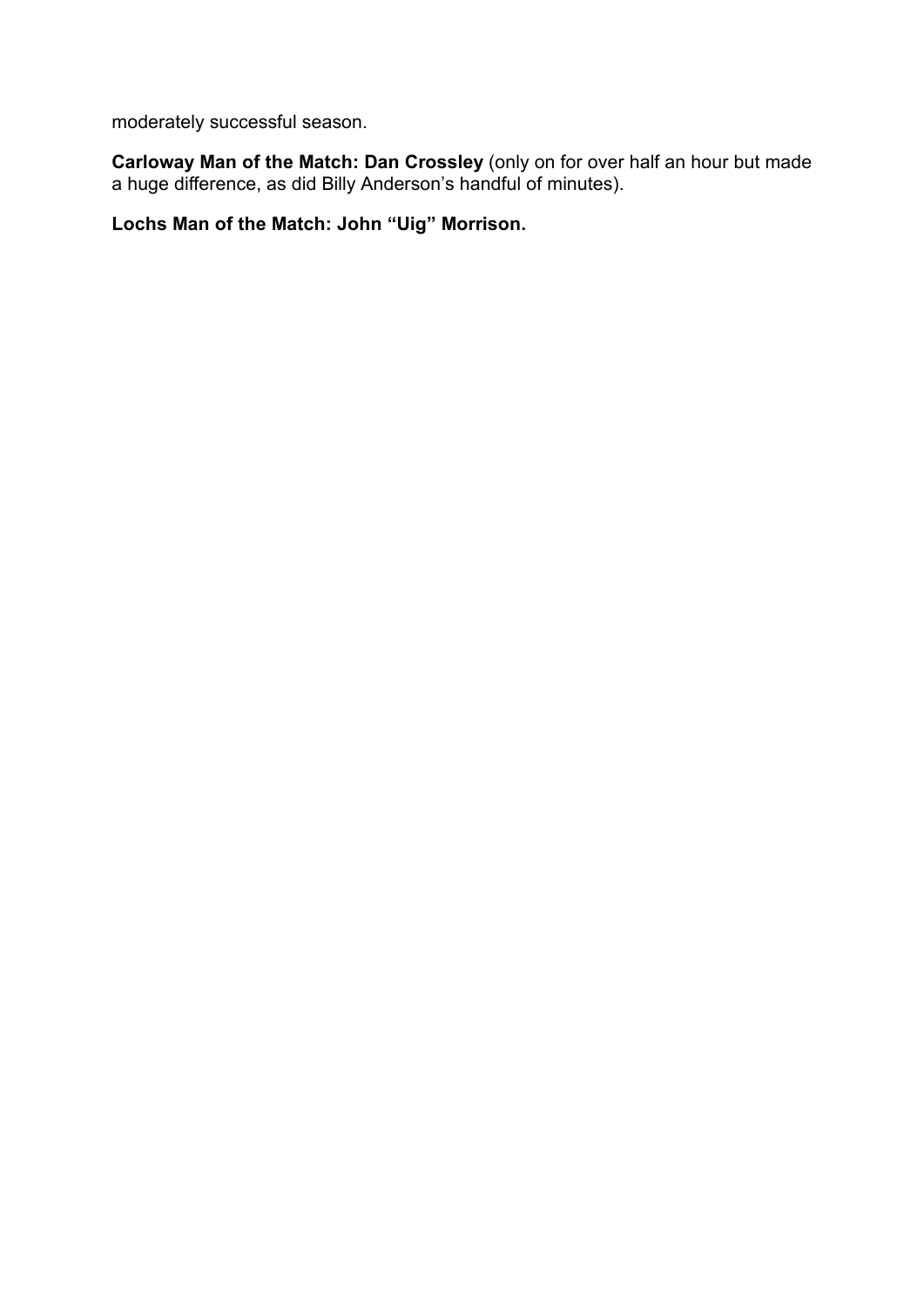moderately successful season.

**Carloway Man of the Match: Dan Crossley** (only on for over half an hour but made a huge difference, as did Billy Anderson's handful of minutes).

**Lochs Man of the Match: John "Uig" Morrison.**